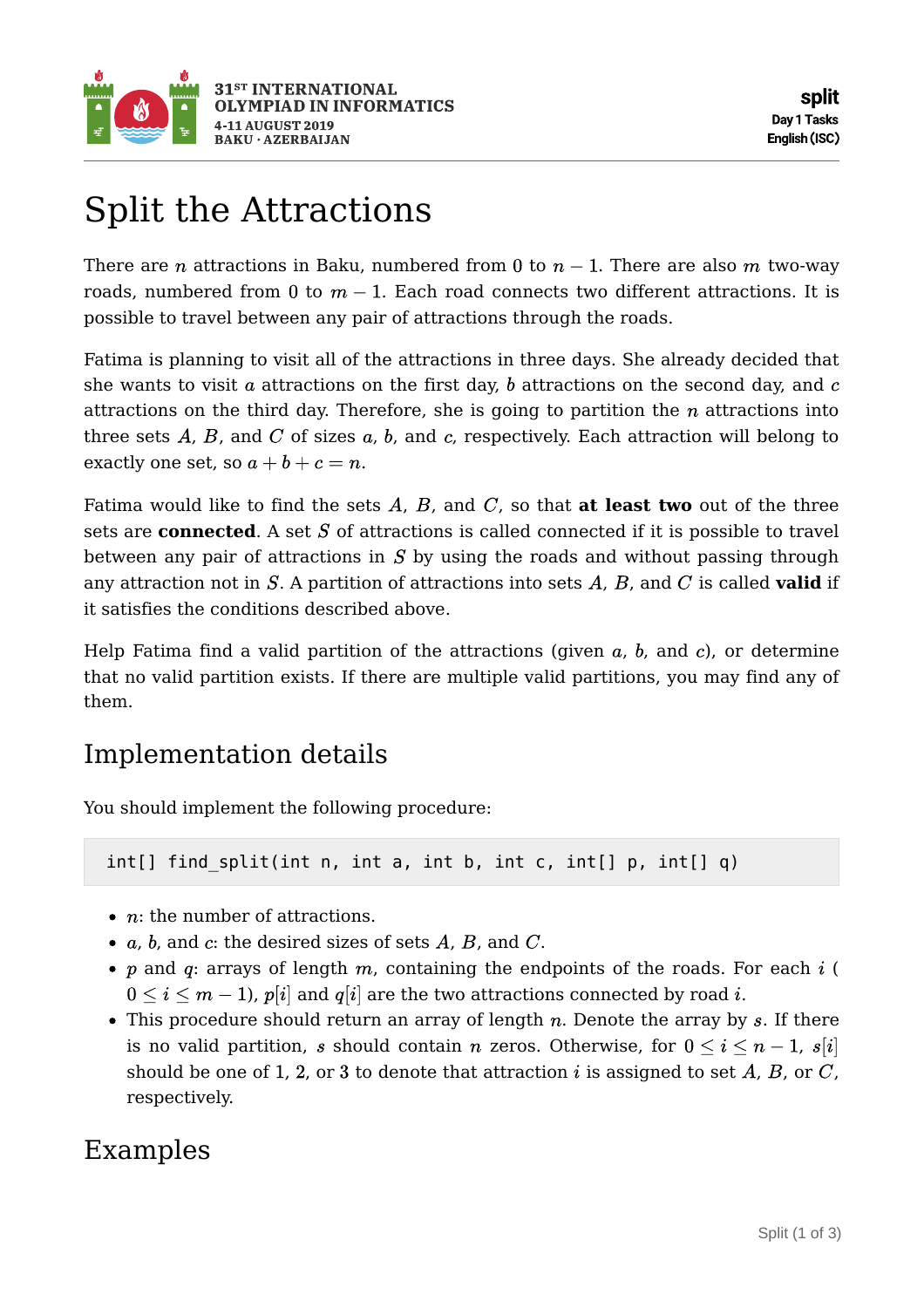# Split the Attractions

There are $n$ attractions in Baku, numbered from $0$ to $n-1$. There are also $m$ two-way roads, numbered from $0$ to $m-1$. Each road connects two different attractions. It is possible to travel between any pair of attractions through the roads.

Fatima is planning to visit all of the attractions in three days. She already decided that she wants to visit $a$ attractions on the first day, $b$ attractions on the second day, and $c$ attractions on the third day. Therefore, she is going to partition the $n$ attractions into three sets $A$, $B$, and $C$ of sizes $a$, $b$, and $c$, respectively. Each attraction will belong to exactly one set, so $a+b+c=n$.

Fatima would like to find the sets $A$, $B$, and $C$, so that **at least two** out of the three sets are **connected**. A set $S$ of attractions is called connected if it is possible to travel between any pair of attractions in $S$ by using the roads and without passing through any attraction not in $S$. A partition of attractions into sets $A$, $B$, and $C$ is called **valid** if it satisfies the conditions described above.

Help Fatima find a valid partition of the attractions (given $a$, $b$, and $c$), or determine that no valid partition exists. If there are multiple valid partitions, you may find any of them.

## Implementation details

You should implement the following procedure:

```
int[] find_split(int n, int a, int b, int c, int[] p, int[] q)
```

- $n$: the number of attractions.
- $a$, $b$, and $c$: the desired sizes of sets $A$, $B$, and $C$.
- $p$ and $q$: arrays of length $m$, containing the endpoints of the roads. For each $i$ ($0 \le i \le m-1$), $p[i]$ and $q[i]$ are the two attractions connected by road $i$.
- This procedure should return an array of length $n$. Denote the array by $s$. If there is no valid partition, $s$ should contain $n$ zeros. Otherwise, for $0 \le i \le n-1$, $s[i]$ should be one of $1$, $2$, or $3$ to denote that attraction $i$ is assigned to set $A$, $B$, or $C$, respectively.

## Examples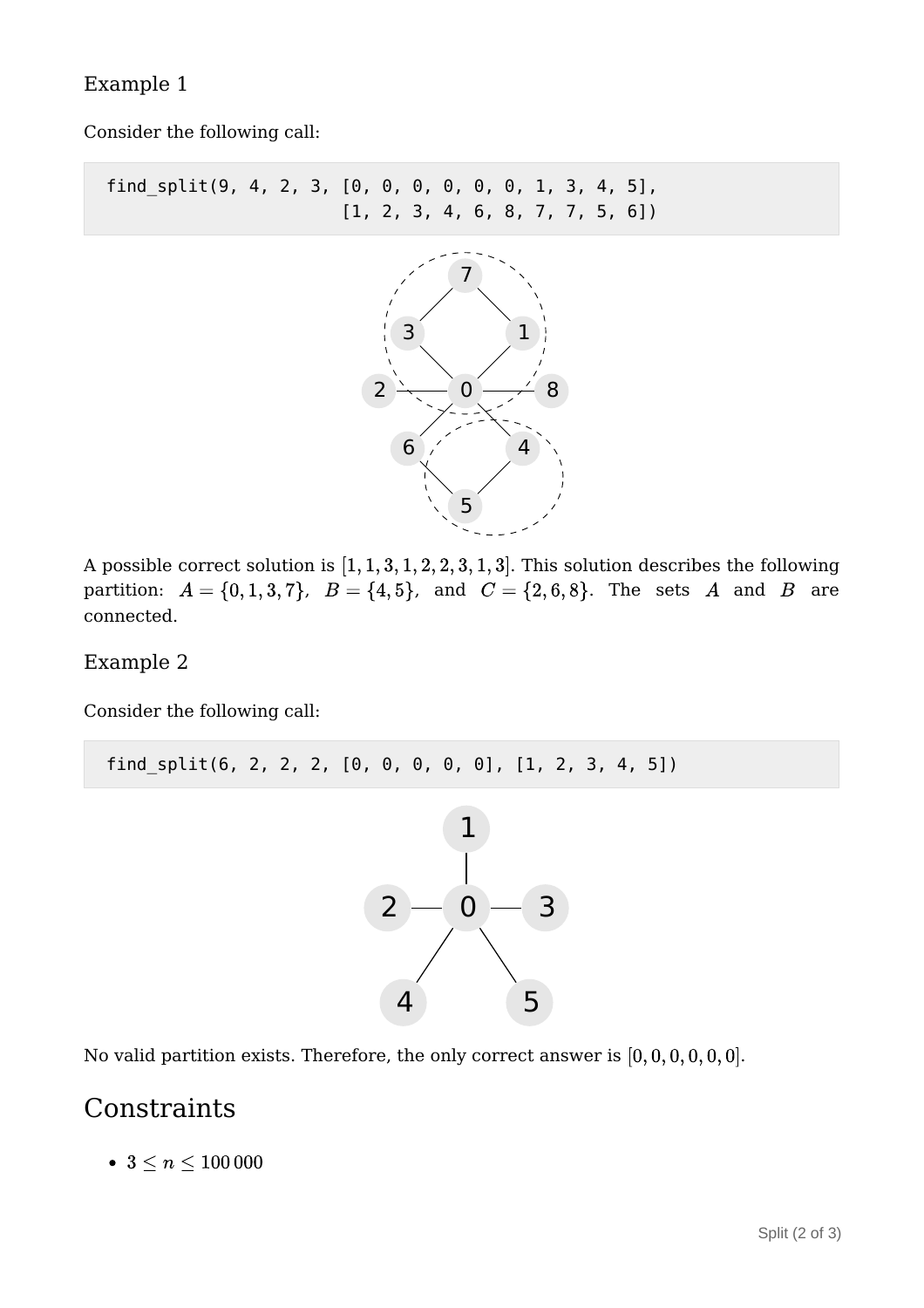Example 1

Consider the following call:

```
find_split(9, 4, 2, 3, [0, 0, 0, 0, 0, 0, 1, 3, 4, 5],
                       [1, 2, 3, 4, 6, 8, 7, 7, 5, 6])
```

A possible correct solution is $[1, 1, 3, 1, 2, 2, 3, 1, 3]$. This solution describes the following partition: $A = \{0, 1, 3, 7\}$, $B = \{4, 5\}$, and $C = \{2, 6, 8\}$. The sets $A$ and $B$ are connected.

Example 2

Consider the following call:

```
find_split(6, 2, 2, 2, [0, 0, 0, 0, 0], [1, 2, 3, 4, 5])
```

No valid partition exists. Therefore, the only correct answer is $[0, 0, 0, 0, 0, 0]$.

## Constraints

- $3 \le n \le 100\,000$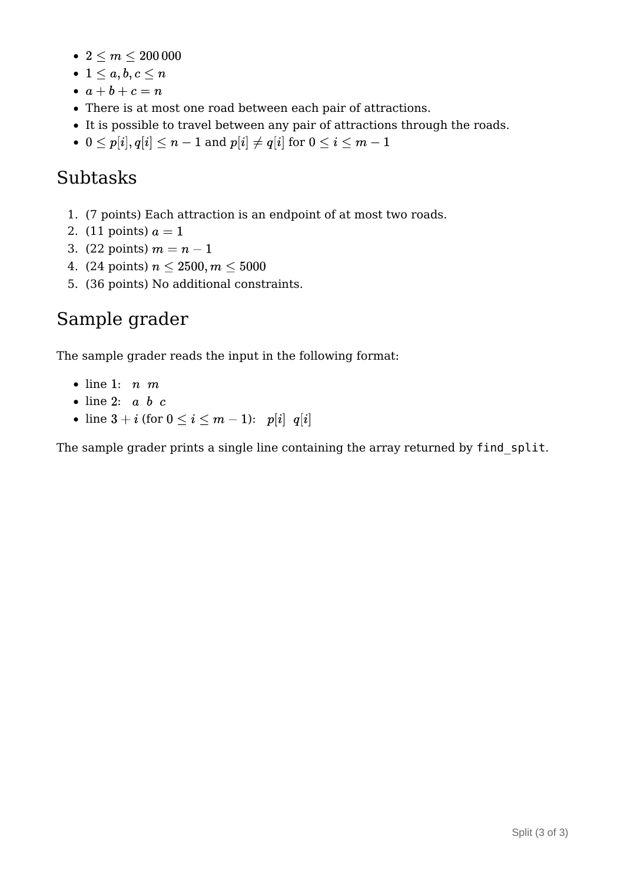- $2 \le m \le 200\,000$
- $1 \le a, b, c \le n$
- $a + b + c = n$
- There is at most one road between each pair of attractions.
- It is possible to travel between any pair of attractions through the roads.
- $0 \le p[i], q[i] \le n - 1$ and $p[i] \ne q[i]$ for $0 \le i \le m - 1$

## Subtasks

1. (7 points) Each attraction is an endpoint of at most two roads.
2. (11 points) $a = 1$
3. (22 points) $m = n - 1$
4. (24 points) $n \le 2500, m \le 5000$
5. (36 points) No additional constraints.

## Sample grader

The sample grader reads the input in the following format:

- line 1: $n \;\; m$
- line 2: $a \;\; b \;\; c$
- line $3 + i$ (for $0 \le i \le m - 1$): $p[i] \;\; q[i]$

The sample grader prints a single line containing the array returned by `find_split`.